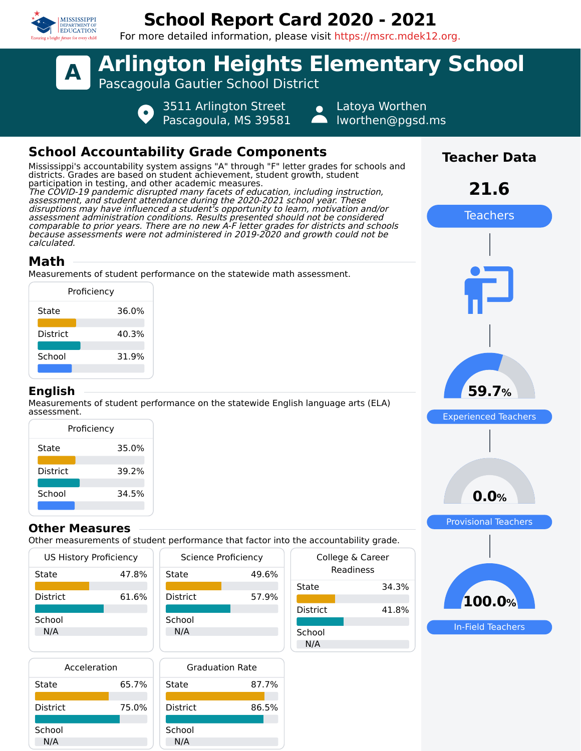# School Report Card 2020 - 2021

For more detailed information, please visit https://msrc.mdek12.org.

# A Arlington Heights Elementary School

Pascagoula Gautier School District

3511 Arlington Street
Pascagoula, MS 39581

Latoya Worthen
lworthen@pgsd.ms

## School Accountability Grade Components

Mississippi's accountability system assigns "A" through "F" letter grades for schools and districts. Grades are based on student achievement, student growth, student participation in testing, and other academic measures.

*The COVID-19 pandemic disrupted many facets of education, including instruction, assessment, and student attendance during the 2020-2021 school year. These disruptions may have influenced a student's opportunity to learn, motivation and/or assessment administration conditions. Results presented should not be considered comparable to prior years. There are no new A-F letter grades for districts and schools because assessments were not administered in 2019-2020 and growth could not be calculated.*

### Math

Measurements of student performance on the statewide math assessment.

| Proficiency | |
|---|---|
| State | 36.0% |
| District | 40.3% |
| School | 31.9% |

### English

Measurements of student performance on the statewide English language arts (ELA) assessment.

| Proficiency | |
|---|---|
| State | 35.0% |
| District | 39.2% |
| School | 34.5% |

### Other Measures

Other measurements of student performance that factor into the accountability grade.

| US History Proficiency | |
|---|---|
| State | 47.8% |
| District | 61.6% |
| School | N/A |

| Science Proficiency | |
|---|---|
| State | 49.6% |
| District | 57.9% |
| School | N/A |

| College & Career Readiness | |
|---|---|
| State | 34.3% |
| District | 41.8% |
| School | N/A |

| Acceleration | |
|---|---|
| State | 65.7% |
| District | 75.0% |
| School | N/A |

| Graduation Rate | |
|---|---|
| State | 87.7% |
| District | 86.5% |
| School | N/A |

## Teacher Data

**21.6** Teachers

**59.7%** Experienced Teachers

**0.0%** Provisional Teachers

**100.0%** In-Field Teachers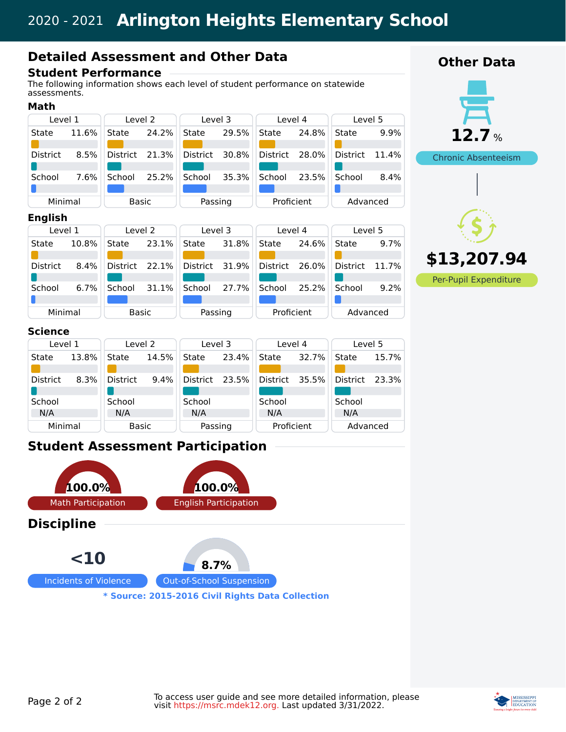# 2020 - 2021 Arlington Heights Elementary School

## Detailed Assessment and Other Data

### Student Performance

The following information shows each level of student performance on statewide assessments.

#### Math

| | Level 1 | Level 2 | Level 3 | Level 4 | Level 5 |
|---|---|---|---|---|---|
| State | 11.6% | 24.2% | 29.5% | 24.8% | 9.9% |
| District | 8.5% | 21.3% | 30.8% | 28.0% | 11.4% |
| School | 7.6% | 25.2% | 35.3% | 23.5% | 8.4% |
| | Minimal | Basic | Passing | Proficient | Advanced |

#### English

| | Level 1 | Level 2 | Level 3 | Level 4 | Level 5 |
|---|---|---|---|---|---|
| State | 10.8% | 23.1% | 31.8% | 24.6% | 9.7% |
| District | 8.4% | 22.1% | 31.9% | 26.0% | 11.7% |
| School | 6.7% | 31.1% | 27.7% | 25.2% | 9.2% |
| | Minimal | Basic | Passing | Proficient | Advanced |

#### Science

| | Level 1 | Level 2 | Level 3 | Level 4 | Level 5 |
|---|---|---|---|---|---|
| State | 13.8% | 14.5% | 23.4% | 32.7% | 15.7% |
| District | 8.3% | 9.4% | 23.5% | 35.5% | 23.3% |
| School | N/A | N/A | N/A | N/A | N/A |
| | Minimal | Basic | Passing | Proficient | Advanced |

### Student Assessment Participation

100.0%
Math Participation

100.0%
English Participation

### Discipline

<10
Incidents of Violence

8.7%
Out-of-School Suspension

*** Source: 2015-2016 Civil Rights Data Collection**

## Other Data

12.7 %
Chronic Absenteeism

$13,207.94
Per-Pupil Expenditure

To access user guide and see more detailed information, please visit https://msrc.mdek12.org. Last updated 3/31/2022.